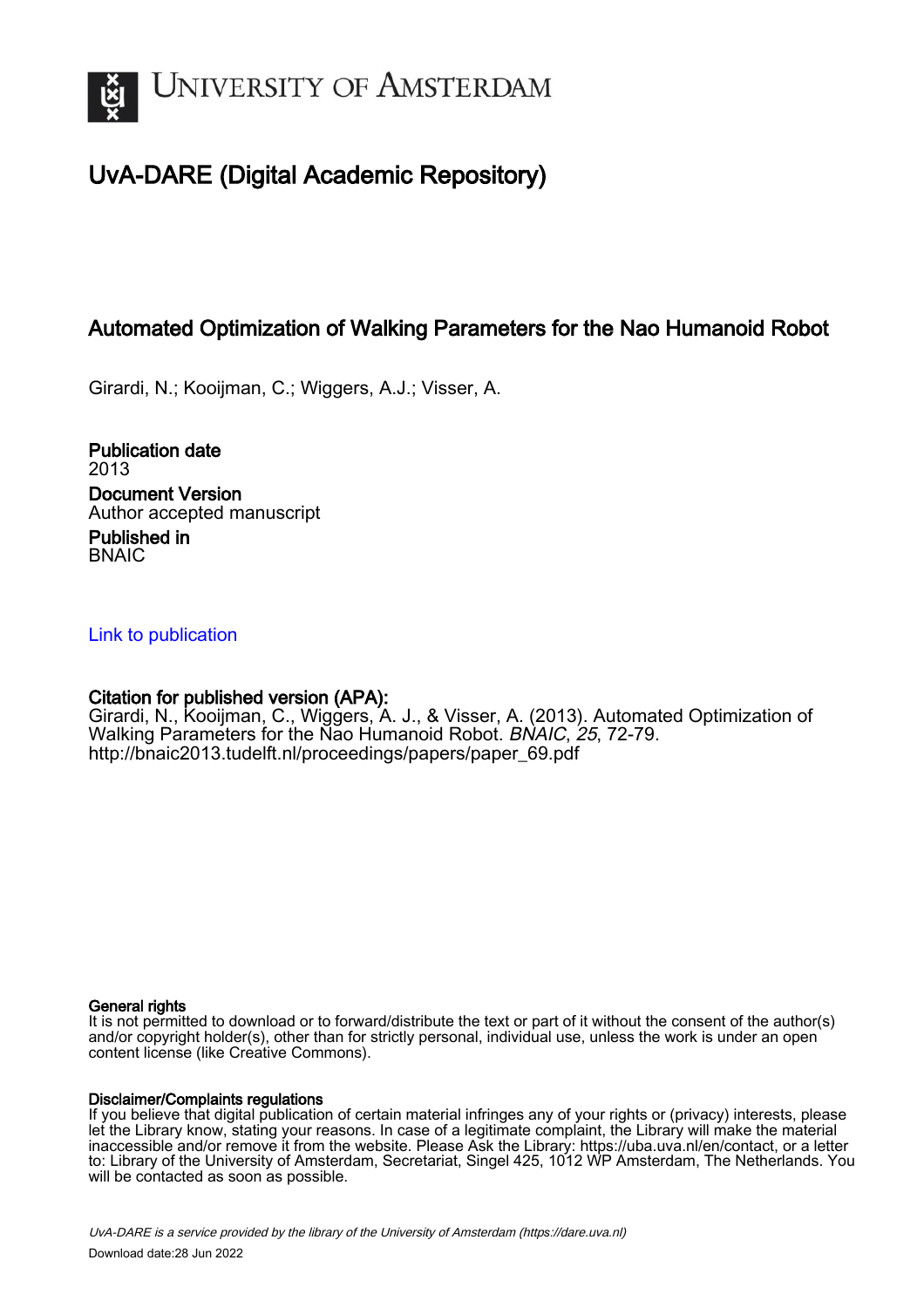University of Amsterdam

# UvA-DARE (Digital Academic Repository)

## Automated Optimization of Walking Parameters for the Nao Humanoid Robot

Girardi, N.; Kooijman, C.; Wiggers, A.J.; Visser, A.

**Publication date**
2013

**Document Version**
Author accepted manuscript

**Published in**
BNAIC

Link to publication

**Citation for published version (APA):**
Girardi, N., Kooijman, C., Wiggers, A. J., & Visser, A. (2013). Automated Optimization of Walking Parameters for the Nao Humanoid Robot. *BNAIC*, *25*, 72-79.
http://bnaic2013.tudelft.nl/proceedings/papers/paper_69.pdf

**General rights**
It is not permitted to download or to forward/distribute the text or part of it without the consent of the author(s) and/or copyright holder(s), other than for strictly personal, individual use, unless the work is under an open content license (like Creative Commons).

**Disclaimer/Complaints regulations**
If you believe that digital publication of certain material infringes any of your rights or (privacy) interests, please let the Library know, stating your reasons. In case of a legitimate complaint, the Library will make the material inaccessible and/or remove it from the website. Please Ask the Library: https://uba.uva.nl/en/contact, or a letter to: Library of the University of Amsterdam, Secretariat, Singel 425, 1012 WP Amsterdam, The Netherlands. You will be contacted as soon as possible.

*UvA-DARE is a service provided by the library of the University of Amsterdam (https://dare.uva.nl)*
Download date:28 Jun 2022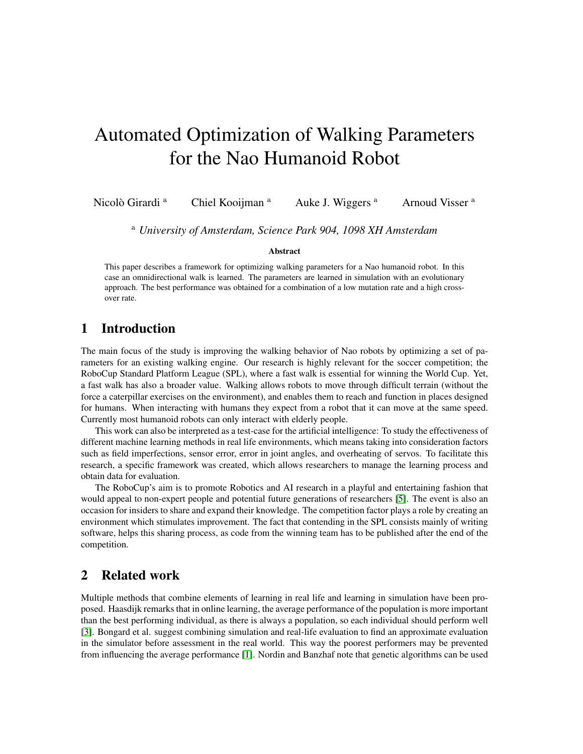# Automated Optimization of Walking Parameters for the Nao Humanoid Robot

Nicolò Girardi [a] Chiel Kooijman [a] Auke J. Wiggers [a] Arnoud Visser [a]

[a] *University of Amsterdam, Science Park 904, 1098 XH Amsterdam*

**Abstract**

This paper describes a framework for optimizing walking parameters for a Nao humanoid robot. In this case an omnidirectional walk is learned. The parameters are learned in simulation with an evolutionary approach. The best performance was obtained for a combination of a low mutation rate and a high cross-over rate.

## 1 Introduction

The main focus of the study is improving the walking behavior of Nao robots by optimizing a set of parameters for an existing walking engine. Our research is highly relevant for the soccer competition; the RoboCup Standard Platform League (SPL), where a fast walk is essential for winning the World Cup. Yet, a fast walk has also a broader value. Walking allows robots to move through difficult terrain (without the force a caterpillar exercises on the environment), and enables them to reach and function in places designed for humans. When interacting with humans they expect from a robot that it can move at the same speed. Currently most humanoid robots can only interact with elderly people.

This work can also be interpreted as a test-case for the artificial intelligence: To study the effectiveness of different machine learning methods in real life environments, which means taking into consideration factors such as field imperfections, sensor error, error in joint angles, and overheating of servos. To facilitate this research, a specific framework was created, which allows researchers to manage the learning process and obtain data for evaluation.

The RoboCup's aim is to promote Robotics and AI research in a playful and entertaining fashion that would appeal to non-expert people and potential future generations of researchers [5]. The event is also an occasion for insiders to share and expand their knowledge. The competition factor plays a role by creating an environment which stimulates improvement. The fact that contending in the SPL consists mainly of writing software, helps this sharing process, as code from the winning team has to be published after the end of the competition.

## 2 Related work

Multiple methods that combine elements of learning in real life and learning in simulation have been proposed. Haasdijk remarks that in online learning, the average performance of the population is more important than the best performing individual, as there is always a population, so each individual should perform well [3]. Bongard et al. suggest combining simulation and real-life evaluation to find an approximate evaluation in the simulator before assessment in the real world. This way the poorest performers may be prevented from influencing the average performance [1]. Nordin and Banzhaf note that genetic algorithms can be used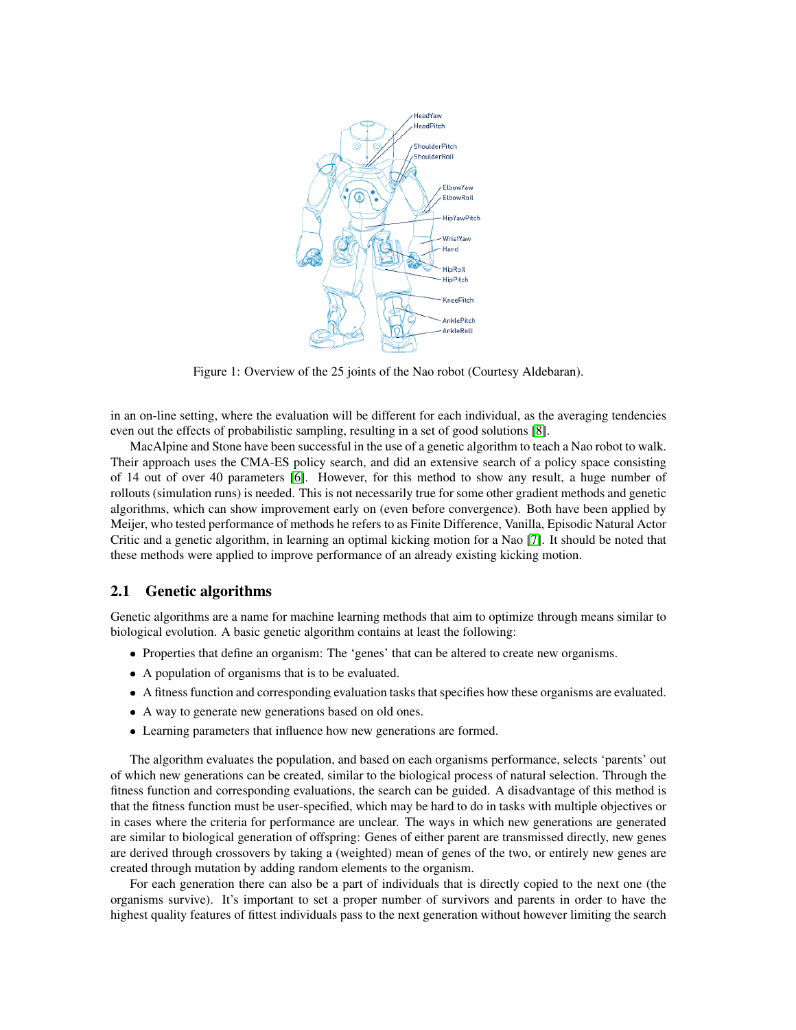Figure 1: Overview of the 25 joints of the Nao robot (Courtesy Aldebaran).

in an on-line setting, where the evaluation will be different for each individual, as the averaging tendencies even out the effects of probabilistic sampling, resulting in a set of good solutions [8].

MacAlpine and Stone have been successful in the use of a genetic algorithm to teach a Nao robot to walk. Their approach uses the CMA-ES policy search, and did an extensive search of a policy space consisting of 14 out of over 40 parameters [6]. However, for this method to show any result, a huge number of rollouts (simulation runs) is needed. This is not necessarily true for some other gradient methods and genetic algorithms, which can show improvement early on (even before convergence). Both have been applied by Meijer, who tested performance of methods he refers to as Finite Difference, Vanilla, Episodic Natural Actor Critic and a genetic algorithm, in learning an optimal kicking motion for a Nao [7]. It should be noted that these methods were applied to improve performance of an already existing kicking motion.

## 2.1 Genetic algorithms

Genetic algorithms are a name for machine learning methods that aim to optimize through means similar to biological evolution. A basic genetic algorithm contains at least the following:

- Properties that define an organism: The 'genes' that can be altered to create new organisms.
- A population of organisms that is to be evaluated.
- A fitness function and corresponding evaluation tasks that specifies how these organisms are evaluated.
- A way to generate new generations based on old ones.
- Learning parameters that influence how new generations are formed.

The algorithm evaluates the population, and based on each organisms performance, selects 'parents' out of which new generations can be created, similar to the biological process of natural selection. Through the fitness function and corresponding evaluations, the search can be guided. A disadvantage of this method is that the fitness function must be user-specified, which may be hard to do in tasks with multiple objectives or in cases where the criteria for performance are unclear. The ways in which new generations are generated are similar to biological generation of offspring: Genes of either parent are transmissed directly, new genes are derived through crossovers by taking a (weighted) mean of genes of the two, or entirely new genes are created through mutation by adding random elements to the organism.

For each generation there can also be a part of individuals that is directly copied to the next one (the organisms survive). It's important to set a proper number of survivors and parents in order to have the highest quality features of fittest individuals pass to the next generation without however limiting the search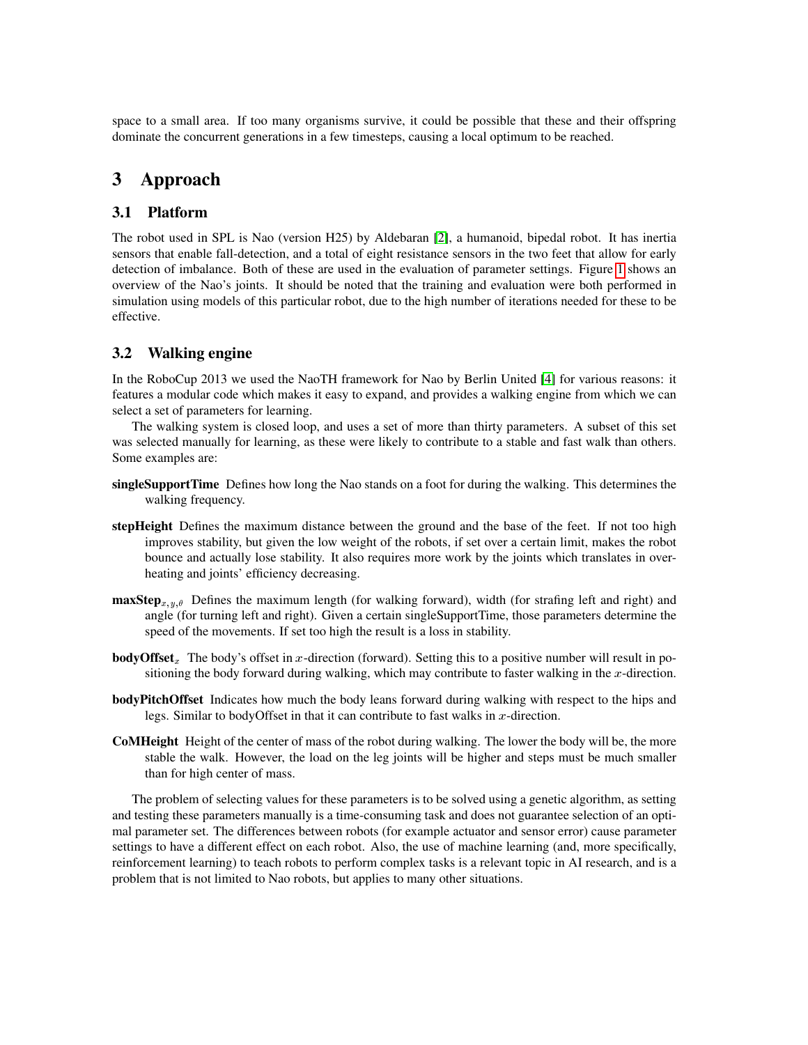space to a small area. If too many organisms survive, it could be possible that these and their offspring dominate the concurrent generations in a few timesteps, causing a local optimum to be reached.

# 3 Approach

## 3.1 Platform

The robot used in SPL is Nao (version H25) by Aldebaran [2], a humanoid, bipedal robot. It has inertia sensors that enable fall-detection, and a total of eight resistance sensors in the two feet that allow for early detection of imbalance. Both of these are used in the evaluation of parameter settings. Figure 1 shows an overview of the Nao's joints. It should be noted that the training and evaluation were both performed in simulation using models of this particular robot, due to the high number of iterations needed for these to be effective.

## 3.2 Walking engine

In the RoboCup 2013 we used the NaoTH framework for Nao by Berlin United [4] for various reasons: it features a modular code which makes it easy to expand, and provides a walking engine from which we can select a set of parameters for learning.

The walking system is closed loop, and uses a set of more than thirty parameters. A subset of this set was selected manually for learning, as these were likely to contribute to a stable and fast walk than others. Some examples are:

**singleSupportTime** Defines how long the Nao stands on a foot for during the walking. This determines the walking frequency.

**stepHeight** Defines the maximum distance between the ground and the base of the feet. If not too high improves stability, but given the low weight of the robots, if set over a certain limit, makes the robot bounce and actually lose stability. It also requires more work by the joints which translates in overheating and joints' efficiency decreasing.

**maxStep**$_{x,y,\theta}$ Defines the maximum length (for walking forward), width (for strafing left and right) and angle (for turning left and right). Given a certain singleSupportTime, those parameters determine the speed of the movements. If set too high the result is a loss in stability.

**bodyOffset**$_x$ The body's offset in $x$-direction (forward). Setting this to a positive number will result in positioning the body forward during walking, which may contribute to faster walking in the $x$-direction.

**bodyPitchOffset** Indicates how much the body leans forward during walking with respect to the hips and legs. Similar to bodyOffset in that it can contribute to fast walks in $x$-direction.

**CoMHeight** Height of the center of mass of the robot during walking. The lower the body will be, the more stable the walk. However, the load on the leg joints will be higher and steps must be much smaller than for high center of mass.

The problem of selecting values for these parameters is to be solved using a genetic algorithm, as setting and testing these parameters manually is a time-consuming task and does not guarantee selection of an optimal parameter set. The differences between robots (for example actuator and sensor error) cause parameter settings to have a different effect on each robot. Also, the use of machine learning (and, more specifically, reinforcement learning) to teach robots to perform complex tasks is a relevant topic in AI research, and is a problem that is not limited to Nao robots, but applies to many other situations.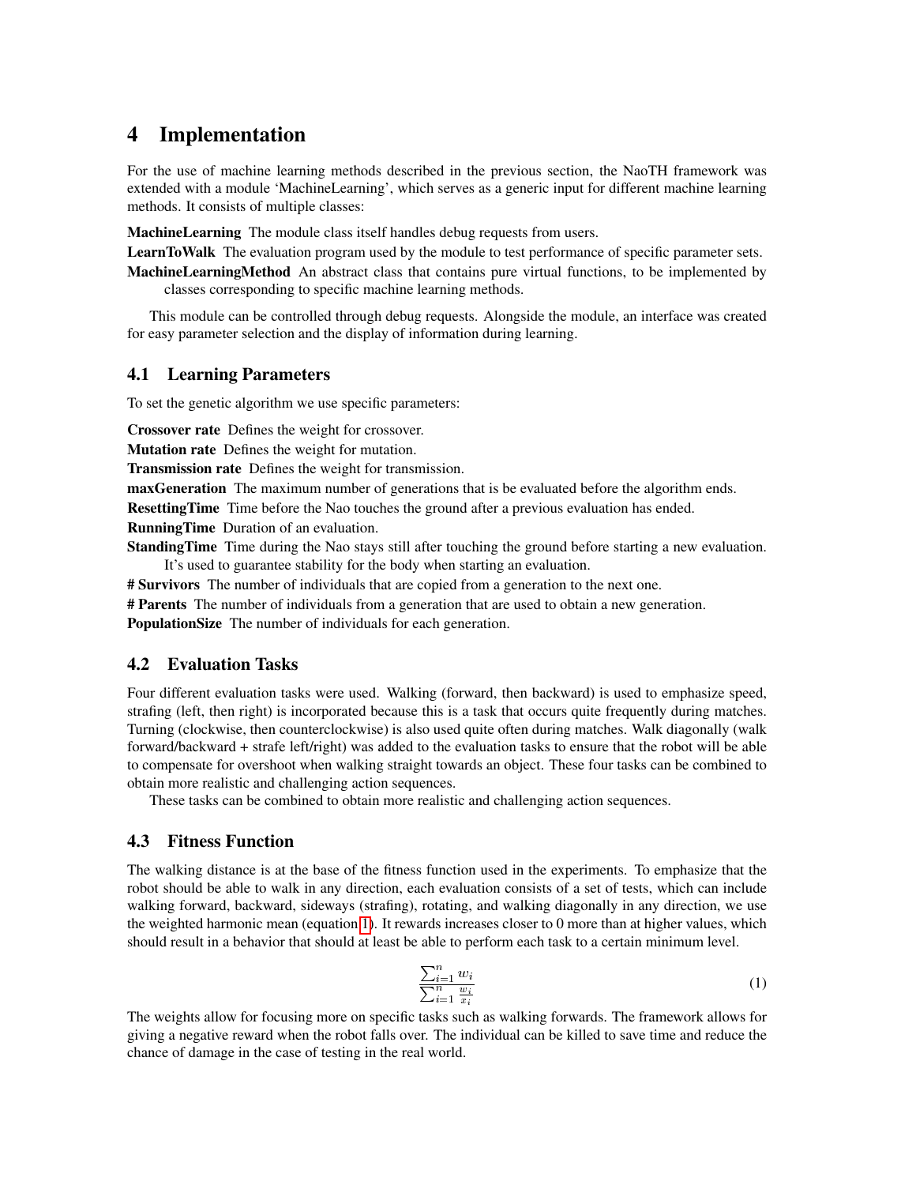# 4 Implementation

For the use of machine learning methods described in the previous section, the NaoTH framework was extended with a module 'MachineLearning', which serves as a generic input for different machine learning methods. It consists of multiple classes:

**MachineLearning** The module class itself handles debug requests from users.

**LearnToWalk** The evaluation program used by the module to test performance of specific parameter sets.

**MachineLearningMethod** An abstract class that contains pure virtual functions, to be implemented by classes corresponding to specific machine learning methods.

This module can be controlled through debug requests. Alongside the module, an interface was created for easy parameter selection and the display of information during learning.

## 4.1 Learning Parameters

To set the genetic algorithm we use specific parameters:

**Crossover rate** Defines the weight for crossover.

**Mutation rate** Defines the weight for mutation.

**Transmission rate** Defines the weight for transmission.

**maxGeneration** The maximum number of generations that is be evaluated before the algorithm ends.

**ResettingTime** Time before the Nao touches the ground after a previous evaluation has ended.

**RunningTime** Duration of an evaluation.

**StandingTime** Time during the Nao stays still after touching the ground before starting a new evaluation. It's used to guarantee stability for the body when starting an evaluation.

**# Survivors** The number of individuals that are copied from a generation to the next one.

**# Parents** The number of individuals from a generation that are used to obtain a new generation.

**PopulationSize** The number of individuals for each generation.

## 4.2 Evaluation Tasks

Four different evaluation tasks were used. Walking (forward, then backward) is used to emphasize speed, strafing (left, then right) is incorporated because this is a task that occurs quite frequently during matches. Turning (clockwise, then counterclockwise) is also used quite often during matches. Walk diagonally (walk forward/backward + strafe left/right) was added to the evaluation tasks to ensure that the robot will be able to compensate for overshoot when walking straight towards an object. These four tasks can be combined to obtain more realistic and challenging action sequences.

These tasks can be combined to obtain more realistic and challenging action sequences.

## 4.3 Fitness Function

The walking distance is at the base of the fitness function used in the experiments. To emphasize that the robot should be able to walk in any direction, each evaluation consists of a set of tests, which can include walking forward, backward, sideways (strafing), rotating, and walking diagonally in any direction, we use the weighted harmonic mean (equation 1). It rewards increases closer to 0 more than at higher values, which should result in a behavior that should at least be able to perform each task to a certain minimum level.

$$\frac{\sum_{i=1}^{n} w_i}{\sum_{i=1}^{n} \frac{w_i}{x_i}} \tag{1}$$

The weights allow for focusing more on specific tasks such as walking forwards. The framework allows for giving a negative reward when the robot falls over. The individual can be killed to save time and reduce the chance of damage in the case of testing in the real world.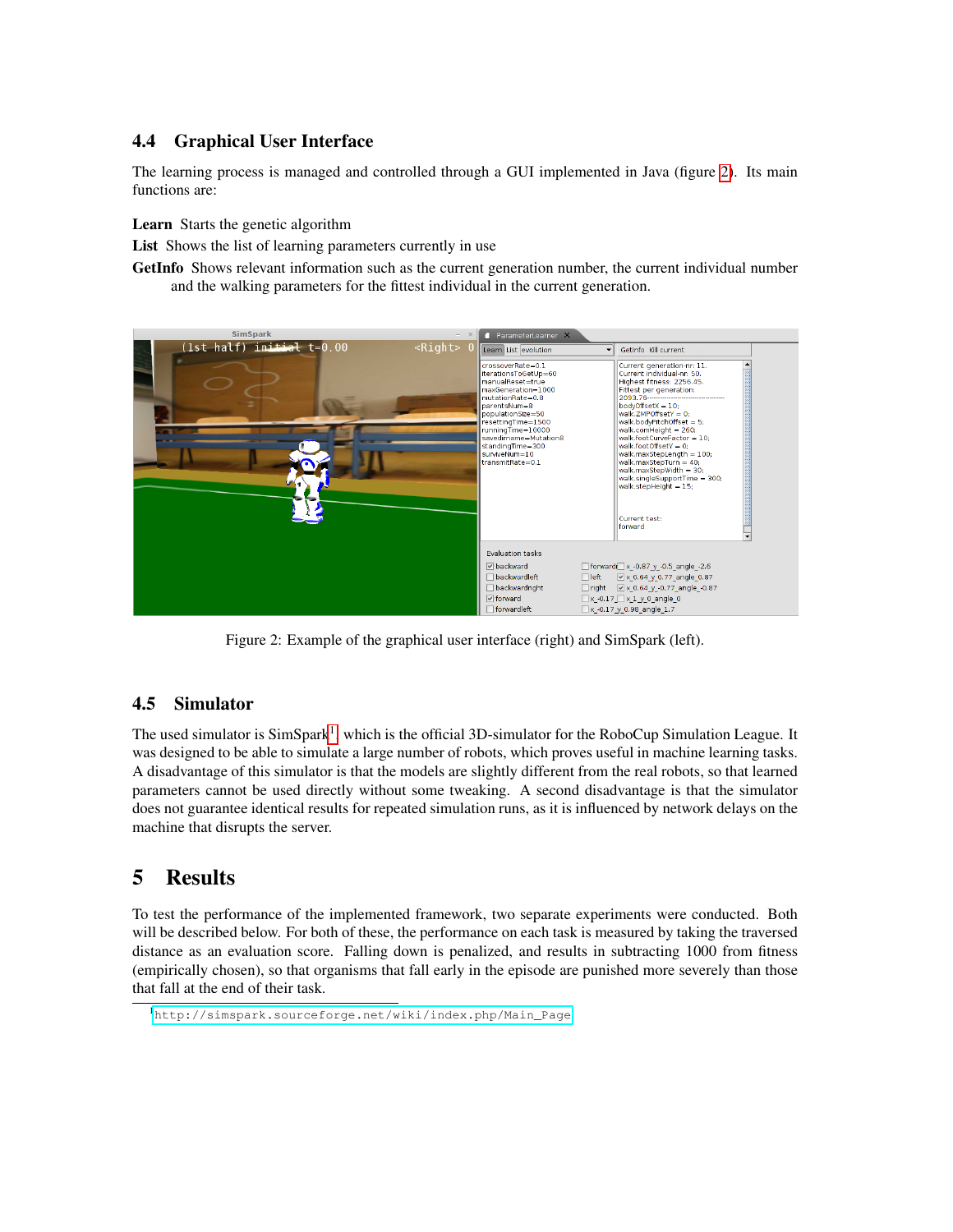### 4.4 Graphical User Interface

The learning process is managed and controlled through a GUI implemented in Java (figure 2). Its main functions are:

**Learn** Starts the genetic algorithm

**List** Shows the list of learning parameters currently in use

**GetInfo** Shows relevant information such as the current generation number, the current individual number and the walking parameters for the fittest individual in the current generation.

Figure 2: Example of the graphical user interface (right) and SimSpark (left).

### 4.5 Simulator

The used simulator is SimSpark[1] which is the official 3D-simulator for the RoboCup Simulation League. It was designed to be able to simulate a large number of robots, which proves useful in machine learning tasks. A disadvantage of this simulator is that the models are slightly different from the real robots, so that learned parameters cannot be used directly without some tweaking. A second disadvantage is that the simulator does not guarantee identical results for repeated simulation runs, as it is influenced by network delays on the machine that disrupts the server.

## 5 Results

To test the performance of the implemented framework, two separate experiments were conducted. Both will be described below. For both of these, the performance on each task is measured by taking the traversed distance as an evaluation score. Falling down is penalized, and results in subtracting 1000 from fitness (empirically chosen), so that organisms that fall early in the episode are punished more severely than those that fall at the end of their task.

[1] http://simspark.sourceforge.net/wiki/index.php/Main_Page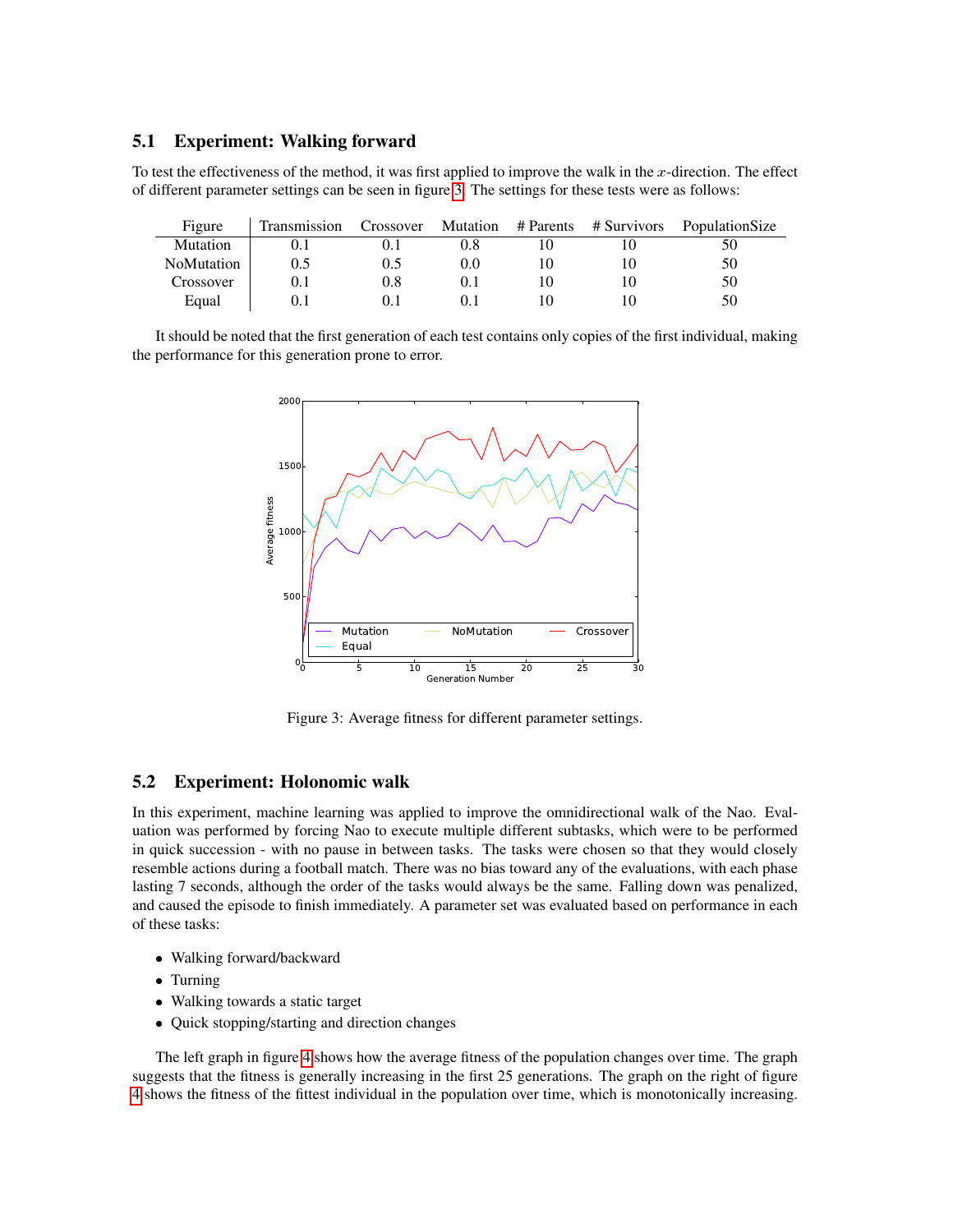### 5.1 Experiment: Walking forward

To test the effectiveness of the method, it was first applied to improve the walk in the $x$-direction. The effect of different parameter settings can be seen in figure 3. The settings for these tests were as follows:

| Figure | Transmission | Crossover | Mutation | # Parents | # Survivors | PopulationSize |
|---|---|---|---|---|---|---|
| Mutation | 0.1 | 0.1 | 0.8 | 10 | 10 | 50 |
| NoMutation | 0.5 | 0.5 | 0.0 | 10 | 10 | 50 |
| Crossover | 0.1 | 0.8 | 0.1 | 10 | 10 | 50 |
| Equal | 0.1 | 0.1 | 0.1 | 10 | 10 | 50 |

It should be noted that the first generation of each test contains only copies of the first individual, making the performance for this generation prone to error.

Figure 3: Average fitness for different parameter settings.

### 5.2 Experiment: Holonomic walk

In this experiment, machine learning was applied to improve the omnidirectional walk of the Nao. Evaluation was performed by forcing Nao to execute multiple different subtasks, which were to be performed in quick succession - with no pause in between tasks. The tasks were chosen so that they would closely resemble actions during a football match. There was no bias toward any of the evaluations, with each phase lasting 7 seconds, although the order of the tasks would always be the same. Falling down was penalized, and caused the episode to finish immediately. A parameter set was evaluated based on performance in each of these tasks:

- Walking forward/backward
- Turning
- Walking towards a static target
- Quick stopping/starting and direction changes

The left graph in figure 4 shows how the average fitness of the population changes over time. The graph suggests that the fitness is generally increasing in the first 25 generations. The graph on the right of figure 4 shows the fitness of the fittest individual in the population over time, which is monotonically increasing.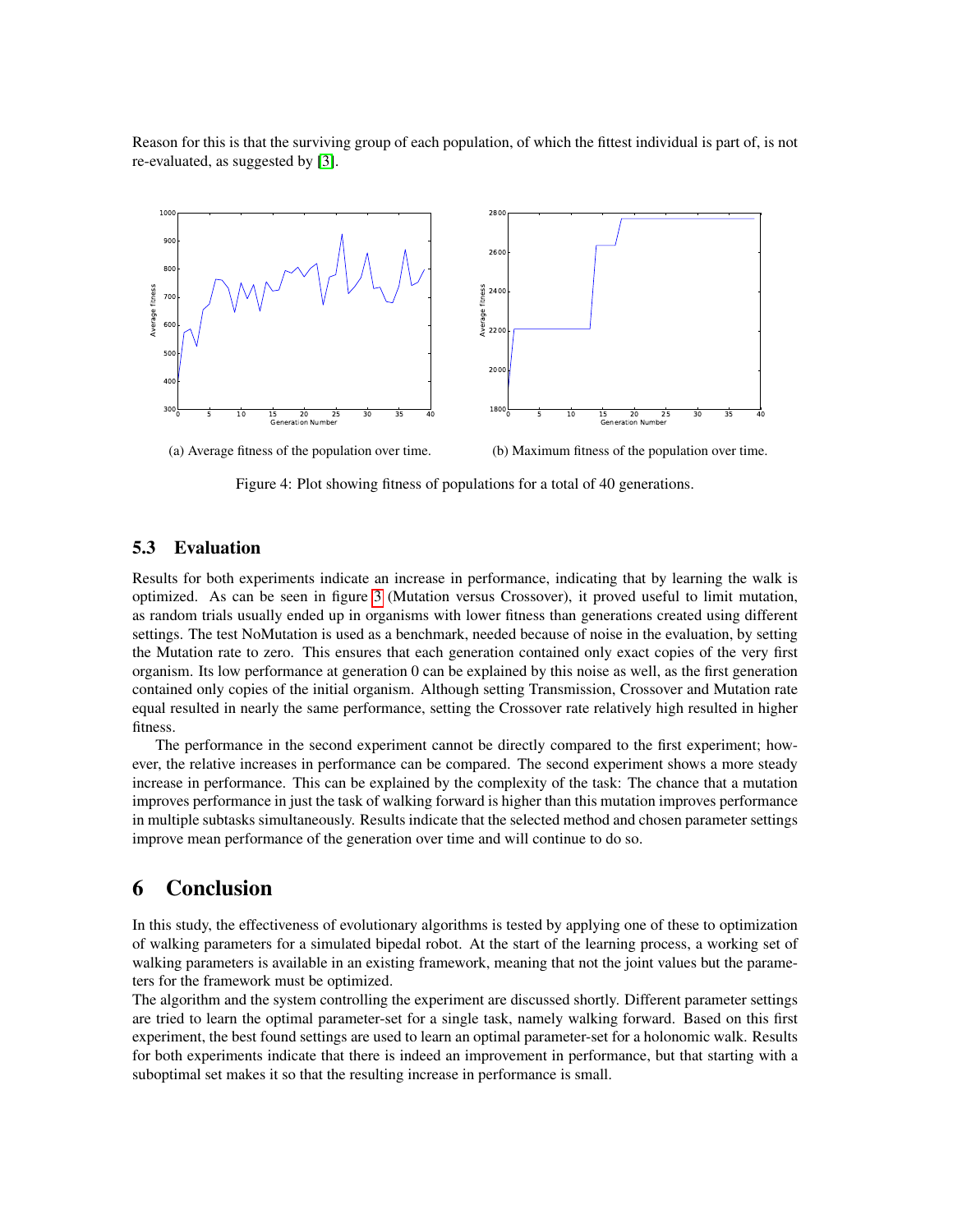Reason for this is that the surviving group of each population, of which the fittest individual is part of, is not re-evaluated, as suggested by [3].

(a) Average fitness of the population over time.

(b) Maximum fitness of the population over time.

Figure 4: Plot showing fitness of populations for a total of 40 generations.

### 5.3 Evaluation

Results for both experiments indicate an increase in performance, indicating that by learning the walk is optimized. As can be seen in figure 3 (Mutation versus Crossover), it proved useful to limit mutation, as random trials usually ended up in organisms with lower fitness than generations created using different settings. The test NoMutation is used as a benchmark, needed because of noise in the evaluation, by setting the Mutation rate to zero. This ensures that each generation contained only exact copies of the very first organism. Its low performance at generation 0 can be explained by this noise as well, as the first generation contained only copies of the initial organism. Although setting Transmission, Crossover and Mutation rate equal resulted in nearly the same performance, setting the Crossover rate relatively high resulted in higher fitness.

The performance in the second experiment cannot be directly compared to the first experiment; however, the relative increases in performance can be compared. The second experiment shows a more steady increase in performance. This can be explained by the complexity of the task: The chance that a mutation improves performance in just the task of walking forward is higher than this mutation improves performance in multiple subtasks simultaneously. Results indicate that the selected method and chosen parameter settings improve mean performance of the generation over time and will continue to do so.

## 6 Conclusion

In this study, the effectiveness of evolutionary algorithms is tested by applying one of these to optimization of walking parameters for a simulated bipedal robot. At the start of the learning process, a working set of walking parameters is available in an existing framework, meaning that not the joint values but the parameters for the framework must be optimized.

The algorithm and the system controlling the experiment are discussed shortly. Different parameter settings are tried to learn the optimal parameter-set for a single task, namely walking forward. Based on this first experiment, the best found settings are used to learn an optimal parameter-set for a holonomic walk. Results for both experiments indicate that there is indeed an improvement in performance, but that starting with a suboptimal set makes it so that the resulting increase in performance is small.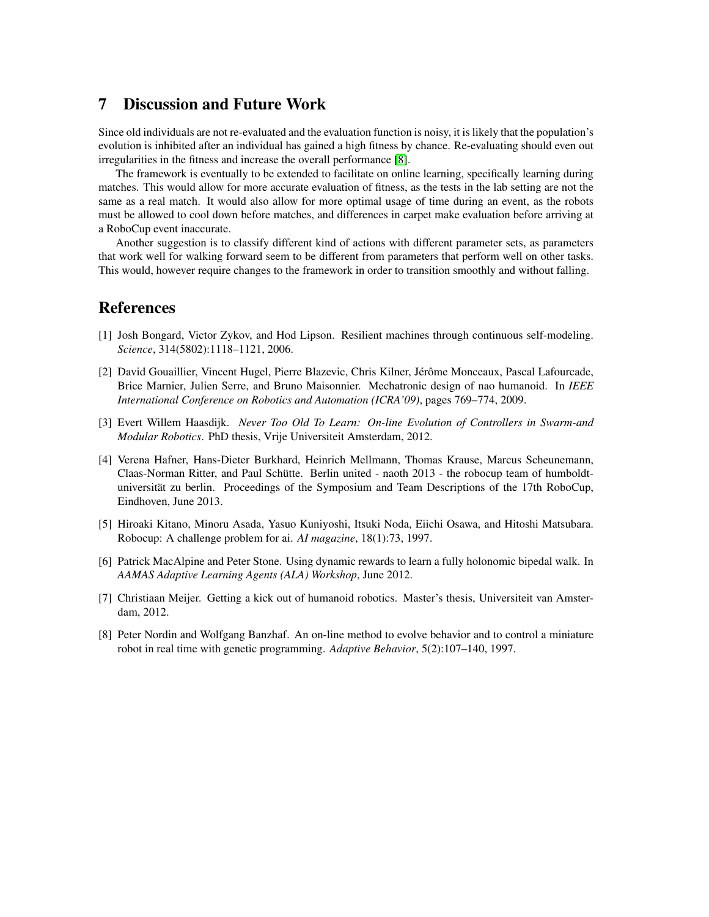## 7 Discussion and Future Work

Since old individuals are not re-evaluated and the evaluation function is noisy, it is likely that the population's evolution is inhibited after an individual has gained a high fitness by chance. Re-evaluating should even out irregularities in the fitness and increase the overall performance [8].

The framework is eventually to be extended to facilitate on online learning, specifically learning during matches. This would allow for more accurate evaluation of fitness, as the tests in the lab setting are not the same as a real match. It would also allow for more optimal usage of time during an event, as the robots must be allowed to cool down before matches, and differences in carpet make evaluation before arriving at a RoboCup event inaccurate.

Another suggestion is to classify different kind of actions with different parameter sets, as parameters that work well for walking forward seem to be different from parameters that perform well on other tasks. This would, however require changes to the framework in order to transition smoothly and without falling.

## References

[1] Josh Bongard, Victor Zykov, and Hod Lipson. Resilient machines through continuous self-modeling. *Science*, 314(5802):1118–1121, 2006.

[2] David Gouaillier, Vincent Hugel, Pierre Blazevic, Chris Kilner, Jérôme Monceaux, Pascal Lafourcade, Brice Marnier, Julien Serre, and Bruno Maisonnier. Mechatronic design of nao humanoid. In *IEEE International Conference on Robotics and Automation (ICRA'09)*, pages 769–774, 2009.

[3] Evert Willem Haasdijk. *Never Too Old To Learn: On-line Evolution of Controllers in Swarm-and Modular Robotics*. PhD thesis, Vrije Universiteit Amsterdam, 2012.

[4] Verena Hafner, Hans-Dieter Burkhard, Heinrich Mellmann, Thomas Krause, Marcus Scheunemann, Claas-Norman Ritter, and Paul Schütte. Berlin united - naoth 2013 - the robocup team of humboldt-universität zu berlin. Proceedings of the Symposium and Team Descriptions of the 17th RoboCup, Eindhoven, June 2013.

[5] Hiroaki Kitano, Minoru Asada, Yasuo Kuniyoshi, Itsuki Noda, Eiichi Osawa, and Hitoshi Matsubara. Robocup: A challenge problem for ai. *AI magazine*, 18(1):73, 1997.

[6] Patrick MacAlpine and Peter Stone. Using dynamic rewards to learn a fully holonomic bipedal walk. In *AAMAS Adaptive Learning Agents (ALA) Workshop*, June 2012.

[7] Christiaan Meijer. Getting a kick out of humanoid robotics. Master's thesis, Universiteit van Amsterdam, 2012.

[8] Peter Nordin and Wolfgang Banzhaf. An on-line method to evolve behavior and to control a miniature robot in real time with genetic programming. *Adaptive Behavior*, 5(2):107–140, 1997.